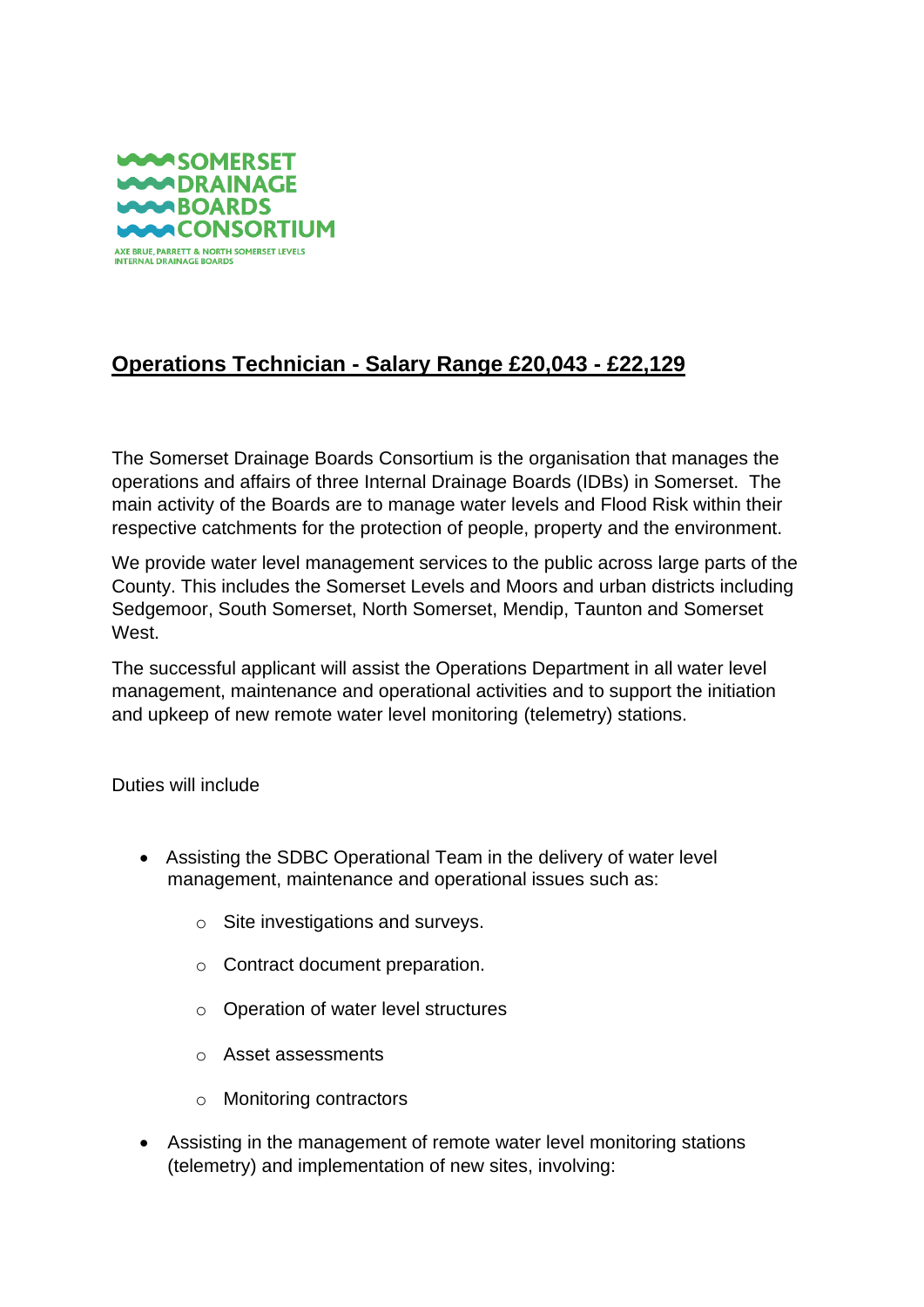SOMERSET
DRAINAGE
BOARDS
CONSORTIUM

AXE BRUE, PARRETT & NORTH SOMERSET LEVELS
INTERNAL DRAINAGE BOARDS

# **Operations Technician - Salary Range £20,043 - £22,129**

The Somerset Drainage Boards Consortium is the organisation that manages the operations and affairs of three Internal Drainage Boards (IDBs) in Somerset. The main activity of the Boards are to manage water levels and Flood Risk within their respective catchments for the protection of people, property and the environment.

We provide water level management services to the public across large parts of the County. This includes the Somerset Levels and Moors and urban districts including Sedgemoor, South Somerset, North Somerset, Mendip, Taunton and Somerset West.

The successful applicant will assist the Operations Department in all water level management, maintenance and operational activities and to support the initiation and upkeep of new remote water level monitoring (telemetry) stations.

Duties will include

- Assisting the SDBC Operational Team in the delivery of water level management, maintenance and operational issues such as:
  - Site investigations and surveys.
  - Contract document preparation.
  - Operation of water level structures
  - Asset assessments
  - Monitoring contractors
- Assisting in the management of remote water level monitoring stations (telemetry) and implementation of new sites, involving: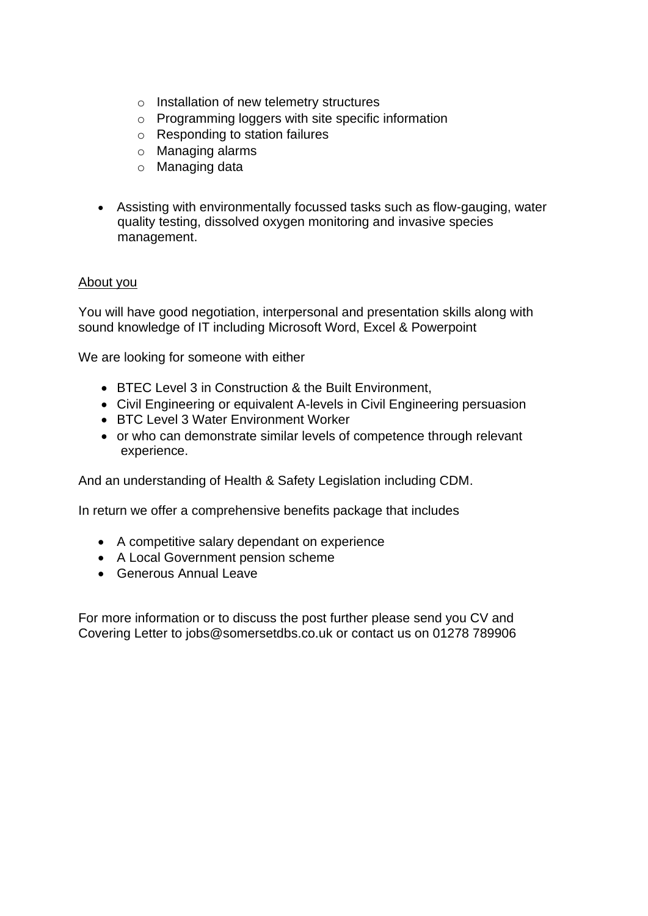- Installation of new telemetry structures
  - Programming loggers with site specific information
  - Responding to station failures
  - Managing alarms
  - Managing data

- Assisting with environmentally focussed tasks such as flow-gauging, water quality testing, dissolved oxygen monitoring and invasive species management.

<u>About you</u>

You will have good negotiation, interpersonal and presentation skills along with sound knowledge of IT including Microsoft Word, Excel & Powerpoint

We are looking for someone with either

- BTEC Level 3 in Construction & the Built Environment,
- Civil Engineering or equivalent A-levels in Civil Engineering persuasion
- BTC Level 3 Water Environment Worker
- or who can demonstrate similar levels of competence through relevant experience.

And an understanding of Health & Safety Legislation including CDM.

In return we offer a comprehensive benefits package that includes

- A competitive salary dependant on experience
- A Local Government pension scheme
- Generous Annual Leave

For more information or to discuss the post further please send you CV and Covering Letter to jobs@somersetdbs.co.uk or contact us on 01278 789906